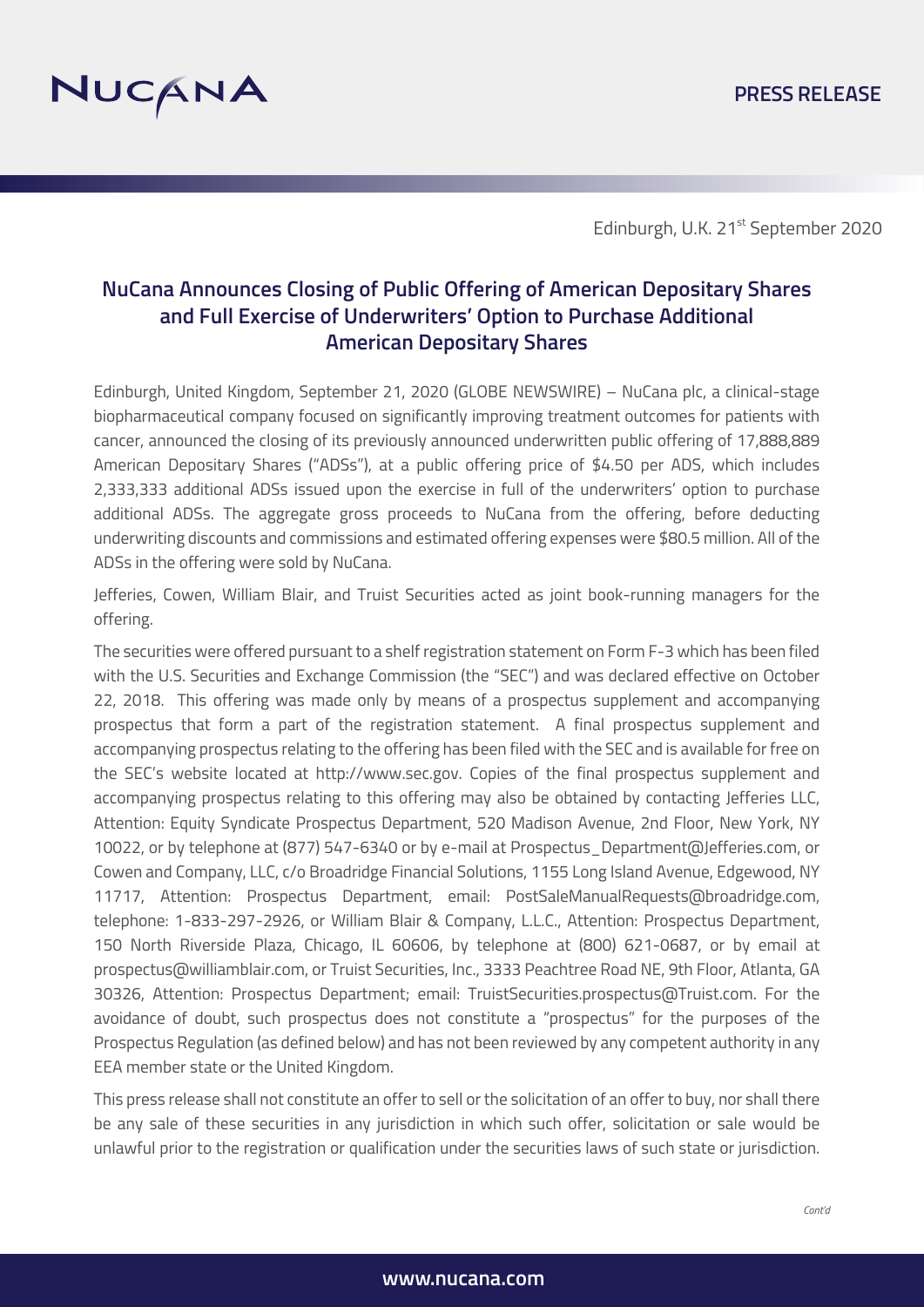NUCANA

PRESS RELEASE

Edinburgh, U.K. 21st September 2020

# NuCana Announces Closing of Public Offering of American Depositary Shares and Full Exercise of Underwriters' Option to Purchase Additional American Depositary Shares

Edinburgh, United Kingdom, September 21, 2020 (GLOBE NEWSWIRE) – NuCana plc, a clinical-stage biopharmaceutical company focused on significantly improving treatment outcomes for patients with cancer, announced the closing of its previously announced underwritten public offering of 17,888,889 American Depositary Shares ("ADSs"), at a public offering price of $4.50 per ADS, which includes 2,333,333 additional ADSs issued upon the exercise in full of the underwriters' option to purchase additional ADSs. The aggregate gross proceeds to NuCana from the offering, before deducting underwriting discounts and commissions and estimated offering expenses were $80.5 million. All of the ADSs in the offering were sold by NuCana.

Jefferies, Cowen, William Blair, and Truist Securities acted as joint book-running managers for the offering.

The securities were offered pursuant to a shelf registration statement on Form F-3 which has been filed with the U.S. Securities and Exchange Commission (the "SEC") and was declared effective on October 22, 2018. This offering was made only by means of a prospectus supplement and accompanying prospectus that form a part of the registration statement. A final prospectus supplement and accompanying prospectus relating to the offering has been filed with the SEC and is available for free on the SEC's website located at http://www.sec.gov. Copies of the final prospectus supplement and accompanying prospectus relating to this offering may also be obtained by contacting Jefferies LLC, Attention: Equity Syndicate Prospectus Department, 520 Madison Avenue, 2nd Floor, New York, NY 10022, or by telephone at (877) 547-6340 or by e-mail at Prospectus_Department@Jefferies.com, or Cowen and Company, LLC, c/o Broadridge Financial Solutions, 1155 Long Island Avenue, Edgewood, NY 11717, Attention: Prospectus Department, email: PostSaleManualRequests@broadridge.com, telephone: 1-833-297-2926, or William Blair & Company, L.L.C., Attention: Prospectus Department, 150 North Riverside Plaza, Chicago, IL 60606, by telephone at (800) 621-0687, or by email at prospectus@williamblair.com, or Truist Securities, Inc., 3333 Peachtree Road NE, 9th Floor, Atlanta, GA 30326, Attention: Prospectus Department; email: TruistSecurities.prospectus@Truist.com. For the avoidance of doubt, such prospectus does not constitute a "prospectus" for the purposes of the Prospectus Regulation (as defined below) and has not been reviewed by any competent authority in any EEA member state or the United Kingdom.

This press release shall not constitute an offer to sell or the solicitation of an offer to buy, nor shall there be any sale of these securities in any jurisdiction in which such offer, solicitation or sale would be unlawful prior to the registration or qualification under the securities laws of such state or jurisdiction.

*Cont'd*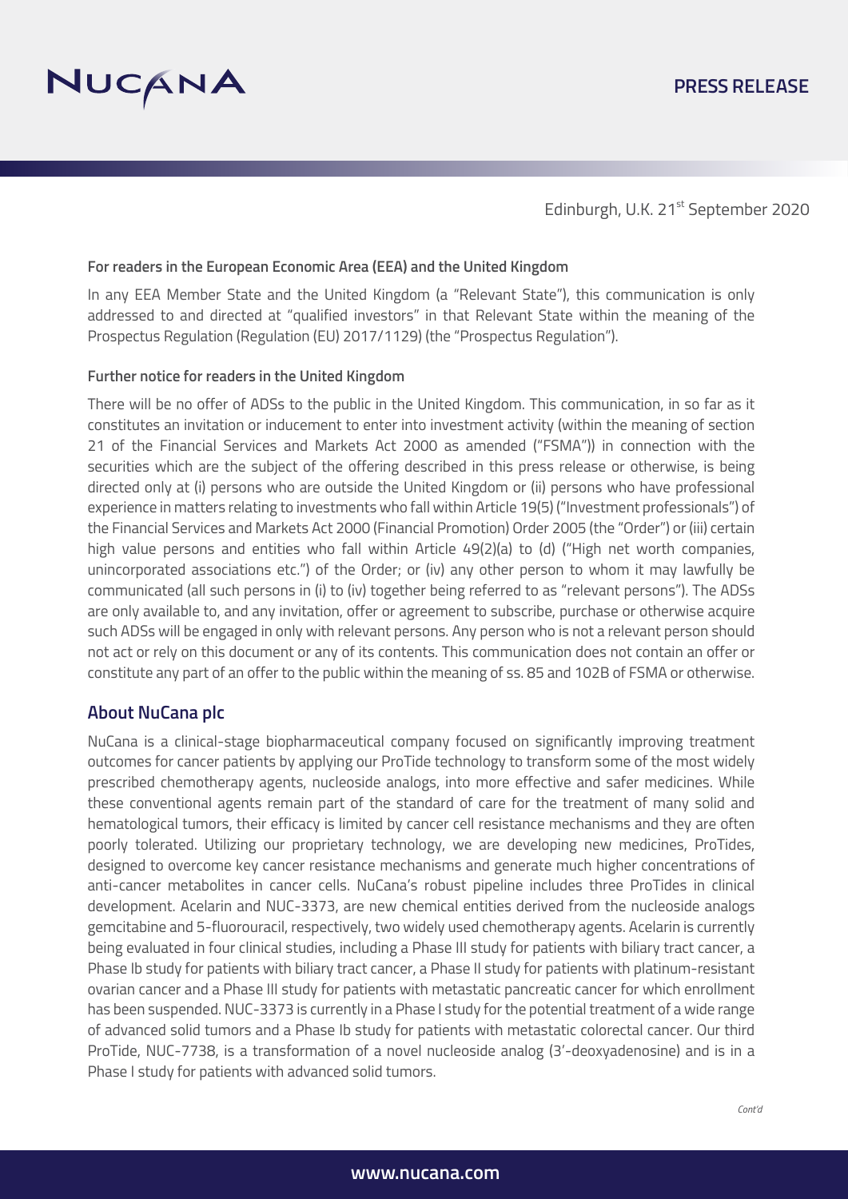Edinburgh, U.K. 21st September 2020

**For readers in the European Economic Area (EEA) and the United Kingdom**

In any EEA Member State and the United Kingdom (a "Relevant State"), this communication is only addressed to and directed at "qualified investors" in that Relevant State within the meaning of the Prospectus Regulation (Regulation (EU) 2017/1129) (the "Prospectus Regulation").

**Further notice for readers in the United Kingdom**

There will be no offer of ADSs to the public in the United Kingdom. This communication, in so far as it constitutes an invitation or inducement to enter into investment activity (within the meaning of section 21 of the Financial Services and Markets Act 2000 as amended ("FSMA")) in connection with the securities which are the subject of the offering described in this press release or otherwise, is being directed only at (i) persons who are outside the United Kingdom or (ii) persons who have professional experience in matters relating to investments who fall within Article 19(5) ("Investment professionals") of the Financial Services and Markets Act 2000 (Financial Promotion) Order 2005 (the "Order") or (iii) certain high value persons and entities who fall within Article 49(2)(a) to (d) ("High net worth companies, unincorporated associations etc.") of the Order; or (iv) any other person to whom it may lawfully be communicated (all such persons in (i) to (iv) together being referred to as "relevant persons"). The ADSs are only available to, and any invitation, offer or agreement to subscribe, purchase or otherwise acquire such ADSs will be engaged in only with relevant persons. Any person who is not a relevant person should not act or rely on this document or any of its contents. This communication does not contain an offer or constitute any part of an offer to the public within the meaning of ss. 85 and 102B of FSMA or otherwise.

## About NuCana plc

NuCana is a clinical-stage biopharmaceutical company focused on significantly improving treatment outcomes for cancer patients by applying our ProTide technology to transform some of the most widely prescribed chemotherapy agents, nucleoside analogs, into more effective and safer medicines. While these conventional agents remain part of the standard of care for the treatment of many solid and hematological tumors, their efficacy is limited by cancer cell resistance mechanisms and they are often poorly tolerated. Utilizing our proprietary technology, we are developing new medicines, ProTides, designed to overcome key cancer resistance mechanisms and generate much higher concentrations of anti-cancer metabolites in cancer cells. NuCana's robust pipeline includes three ProTides in clinical development. Acelarin and NUC-3373, are new chemical entities derived from the nucleoside analogs gemcitabine and 5-fluorouracil, respectively, two widely used chemotherapy agents. Acelarin is currently being evaluated in four clinical studies, including a Phase III study for patients with biliary tract cancer, a Phase Ib study for patients with biliary tract cancer, a Phase II study for patients with platinum-resistant ovarian cancer and a Phase III study for patients with metastatic pancreatic cancer for which enrollment has been suspended. NUC-3373 is currently in a Phase I study for the potential treatment of a wide range of advanced solid tumors and a Phase Ib study for patients with metastatic colorectal cancer. Our third ProTide, NUC-7738, is a transformation of a novel nucleoside analog (3'-deoxyadenosine) and is in a Phase I study for patients with advanced solid tumors.

*Cont'd*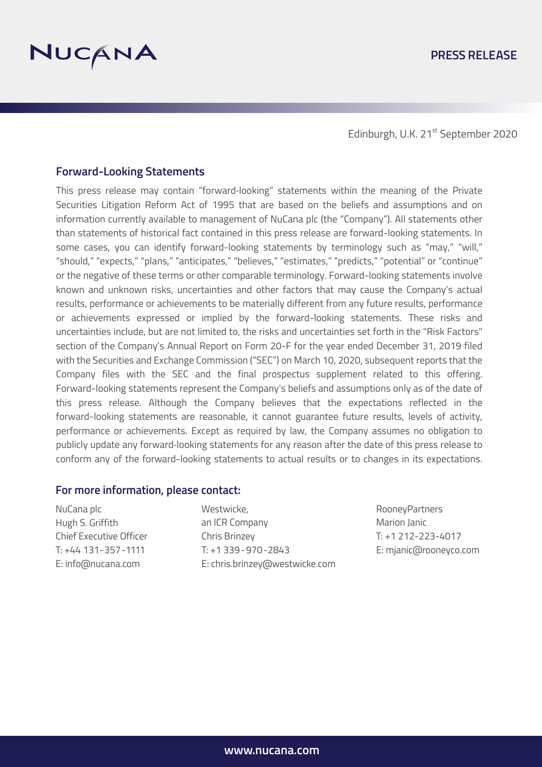Edinburgh, U.K. 21st September 2020

## Forward-Looking Statements

This press release may contain "forward-looking" statements within the meaning of the Private Securities Litigation Reform Act of 1995 that are based on the beliefs and assumptions and on information currently available to management of NuCana plc (the "Company"). All statements other than statements of historical fact contained in this press release are forward-looking statements. In some cases, you can identify forward-looking statements by terminology such as "may," "will," "should," "expects," "plans," "anticipates," "believes," "estimates," "predicts," "potential" or "continue" or the negative of these terms or other comparable terminology. Forward-looking statements involve known and unknown risks, uncertainties and other factors that may cause the Company's actual results, performance or achievements to be materially different from any future results, performance or achievements expressed or implied by the forward-looking statements. These risks and uncertainties include, but are not limited to, the risks and uncertainties set forth in the "Risk Factors" section of the Company's Annual Report on Form 20-F for the year ended December 31, 2019 filed with the Securities and Exchange Commission ("SEC") on March 10, 2020, subsequent reports that the Company files with the SEC and the final prospectus supplement related to this offering. Forward-looking statements represent the Company's beliefs and assumptions only as of the date of this press release. Although the Company believes that the expectations reflected in the forward-looking statements are reasonable, it cannot guarantee future results, levels of activity, performance or achievements. Except as required by law, the Company assumes no obligation to publicly update any forward-looking statements for any reason after the date of this press release to conform any of the forward-looking statements to actual results or to changes in its expectations.

## For more information, please contact:

NuCana plc
Hugh S. Griffith
Chief Executive Officer
T: +44 131-357-1111
E: info@nucana.com

Westwicke,
an ICR Company
Chris Brinzey
T: +1 339-970-2843
E: chris.brinzey@westwicke.com

RooneyPartners
Marion Janic
T: +1 212-223-4017
E: mjanic@rooneyco.com